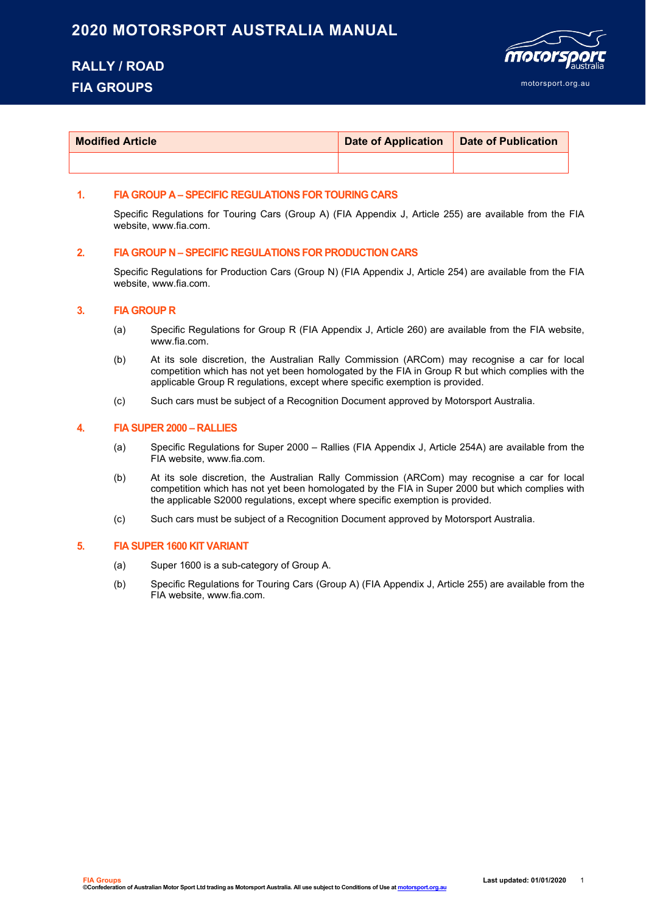# 2020 MOTORSPORT AUSTRALIA MANUAL

## RALLY / ROAD
## FIA GROUPS

| Modified Article | Date of Application | Date of Publication |
|---|---|---|
| | | |

### 1. FIA GROUP A – SPECIFIC REGULATIONS FOR TOURING CARS

Specific Regulations for Touring Cars (Group A) (FIA Appendix J, Article 255) are available from the FIA website, www.fia.com.

### 2. FIA GROUP N – SPECIFIC REGULATIONS FOR PRODUCTION CARS

Specific Regulations for Production Cars (Group N) (FIA Appendix J, Article 254) are available from the FIA website, www.fia.com.

### 3. FIA GROUP R

(a) Specific Regulations for Group R (FIA Appendix J, Article 260) are available from the FIA website, www.fia.com.

(b) At its sole discretion, the Australian Rally Commission (ARCom) may recognise a car for local competition which has not yet been homologated by the FIA in Group R but which complies with the applicable Group R regulations, except where specific exemption is provided.

(c) Such cars must be subject of a Recognition Document approved by Motorsport Australia.

### 4. FIA SUPER 2000 – RALLIES

(a) Specific Regulations for Super 2000 – Rallies (FIA Appendix J, Article 254A) are available from the FIA website, www.fia.com.

(b) At its sole discretion, the Australian Rally Commission (ARCom) may recognise a car for local competition which has not yet been homologated by the FIA in Super 2000 but which complies with the applicable S2000 regulations, except where specific exemption is provided.

(c) Such cars must be subject of a Recognition Document approved by Motorsport Australia.

### 5. FIA SUPER 1600 KIT VARIANT

(a) Super 1600 is a sub-category of Group A.

(b) Specific Regulations for Touring Cars (Group A) (FIA Appendix J, Article 255) are available from the FIA website, www.fia.com.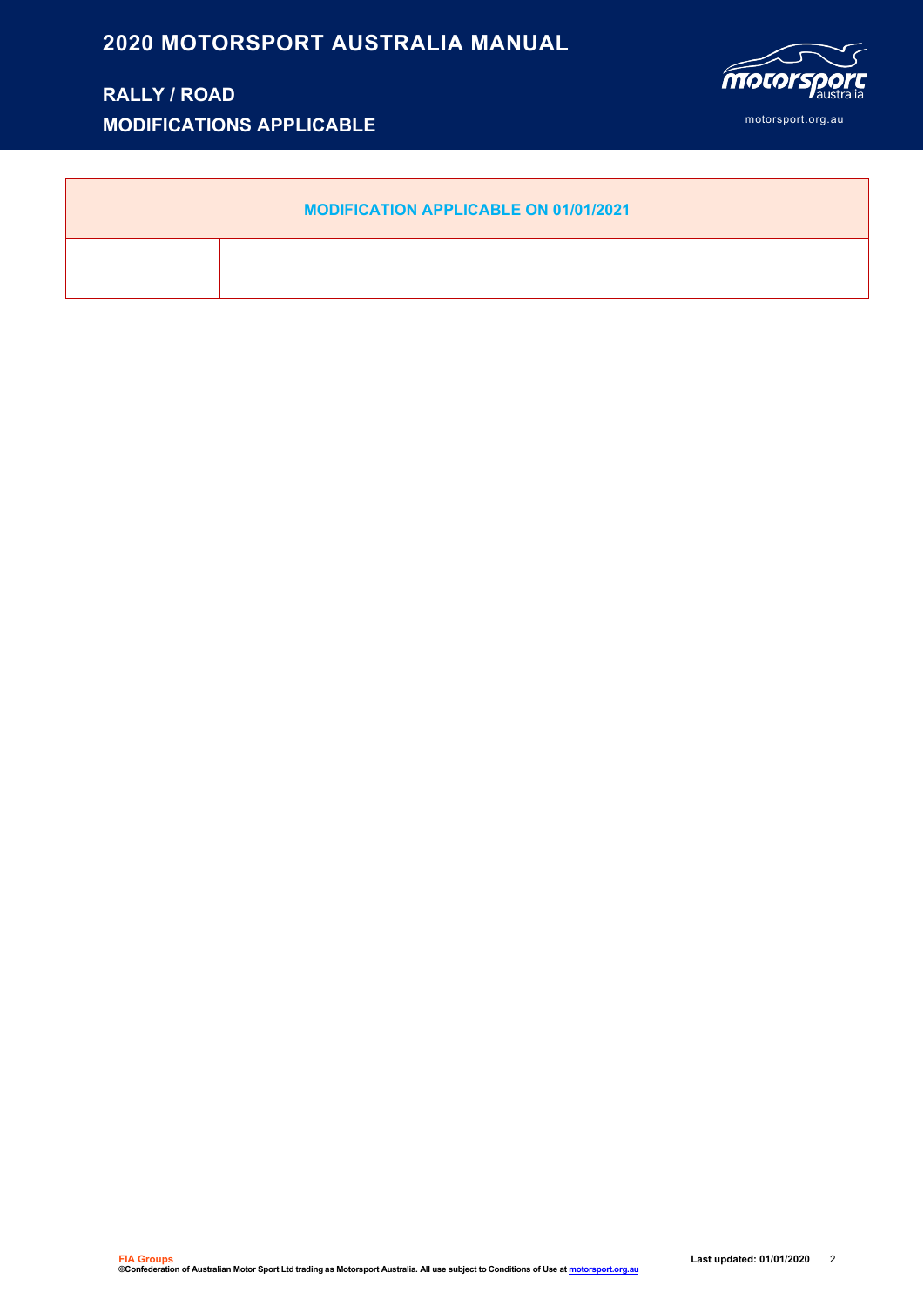| MODIFICATION APPLICABLE ON 01/01/2021 | |
| --- | --- |
| | |